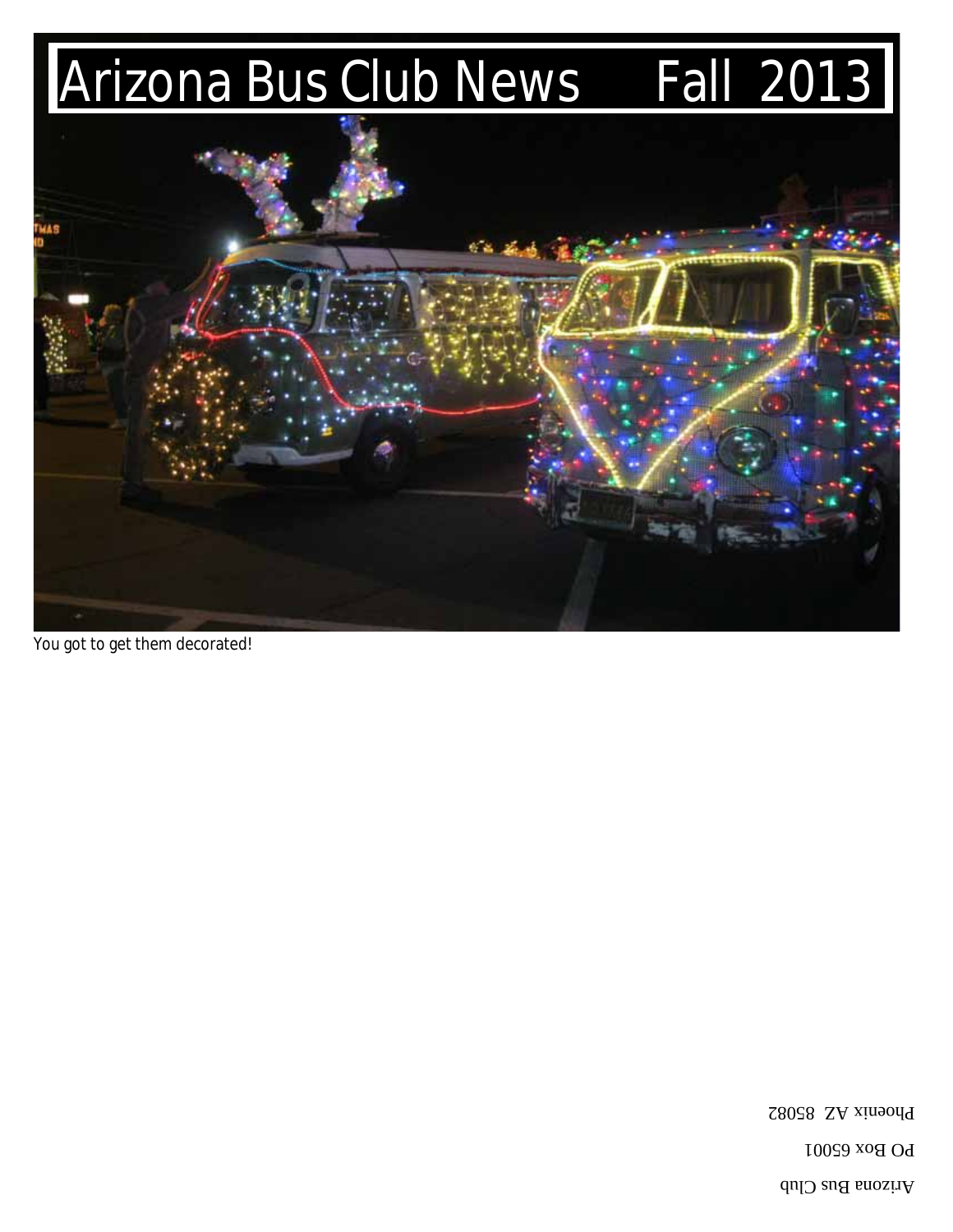# Arizona Bus Club News Fall 2013

You got to get them decorated!

Arizona Bus Club

PO Box 65001

Phoenix AZ 85082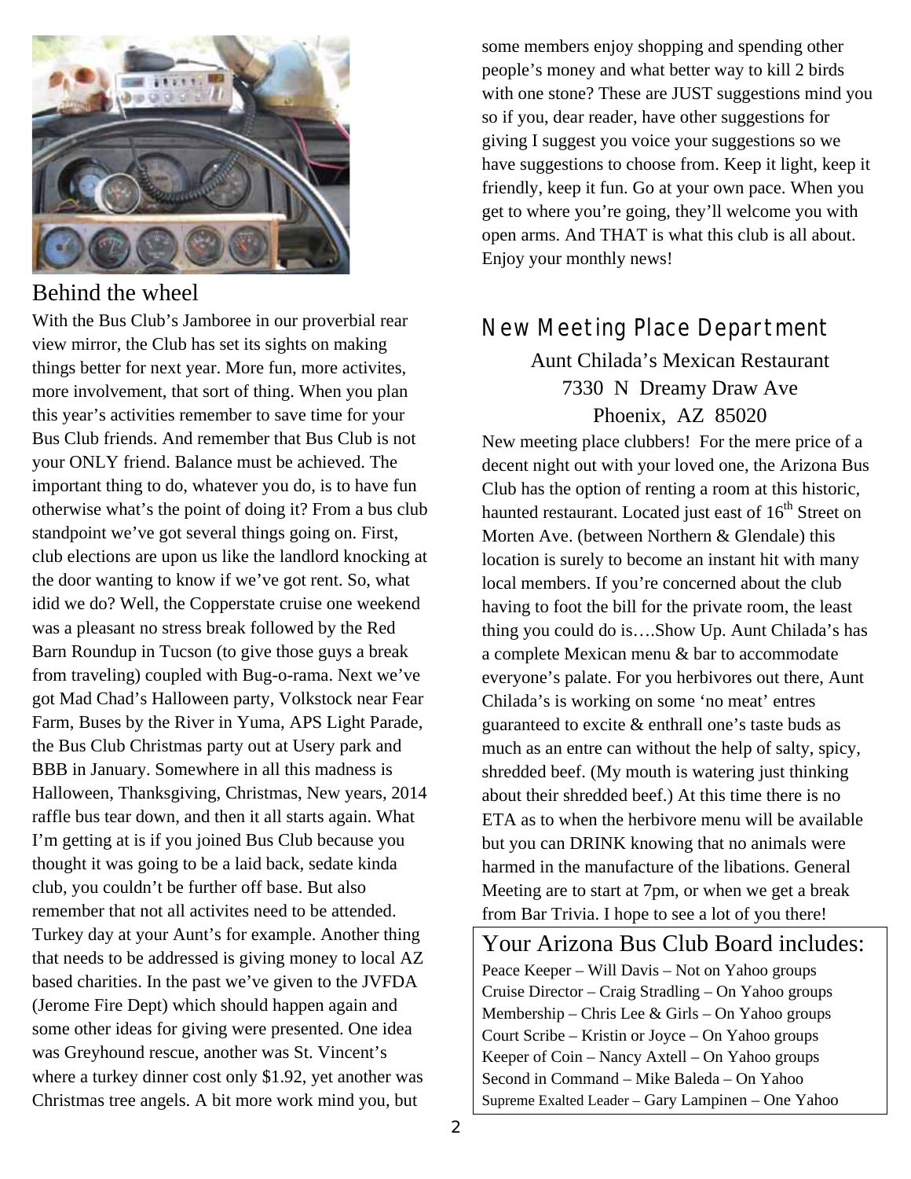## Behind the wheel

With the Bus Club's Jamboree in our proverbial rear view mirror, the Club has set its sights on making things better for next year. More fun, more activites, more involvement, that sort of thing. When you plan this year's activities remember to save time for your Bus Club friends. And remember that Bus Club is not your ONLY friend. Balance must be achieved. The important thing to do, whatever you do, is to have fun otherwise what's the point of doing it? From a bus club standpoint we've got several things going on. First, club elections are upon us like the landlord knocking at the door wanting to know if we've got rent. So, what idid we do? Well, the Copperstate cruise one weekend was a pleasant no stress break followed by the Red Barn Roundup in Tucson (to give those guys a break from traveling) coupled with Bug-o-rama. Next we've got Mad Chad's Halloween party, Volkstock near Fear Farm, Buses by the River in Yuma, APS Light Parade, the Bus Club Christmas party out at Usery park and BBB in January. Somewhere in all this madness is Halloween, Thanksgiving, Christmas, New years, 2014 raffle bus tear down, and then it all starts again. What I'm getting at is if you joined Bus Club because you thought it was going to be a laid back, sedate kinda club, you couldn't be further off base. But also remember that not all activites need to be attended. Turkey day at your Aunt's for example. Another thing that needs to be addressed is giving money to local AZ based charities. In the past we've given to the JVFDA (Jerome Fire Dept) which should happen again and some other ideas for giving were presented. One idea was Greyhound rescue, another was St. Vincent's where a turkey dinner cost only $1.92, yet another was Christmas tree angels. A bit more work mind you, but some members enjoy shopping and spending other people's money and what better way to kill 2 birds with one stone? These are JUST suggestions mind you so if you, dear reader, have other suggestions for giving I suggest you voice your suggestions so we have suggestions to choose from. Keep it light, keep it friendly, keep it fun. Go at your own pace. When you get to where you're going, they'll welcome you with open arms. And THAT is what this club is all about. Enjoy your monthly news!

## New Meeting Place Department

Aunt Chilada's Mexican Restaurant
7330 N Dreamy Draw Ave
Phoenix, AZ 85020

New meeting place clubbers! For the mere price of a decent night out with your loved one, the Arizona Bus Club has the option of renting a room at this historic, haunted restaurant. Located just east of 16th Street on Morten Ave. (between Northern & Glendale) this location is surely to become an instant hit with many local members. If you're concerned about the club having to foot the bill for the private room, the least thing you could do is….Show Up. Aunt Chilada's has a complete Mexican menu & bar to accommodate everyone's palate. For you herbivores out there, Aunt Chilada's is working on some 'no meat' entres guaranteed to excite & enthrall one's taste buds as much as an entre can without the help of salty, spicy, shredded beef. (My mouth is watering just thinking about their shredded beef.) At this time there is no ETA as to when the herbivore menu will be available but you can DRINK knowing that no animals were harmed in the manufacture of the libations. General Meeting are to start at 7pm, or when we get a break from Bar Trivia. I hope to see a lot of you there!

## Your Arizona Bus Club Board includes:

Peace Keeper – Will Davis – Not on Yahoo groups
Cruise Director – Craig Stradling – On Yahoo groups
Membership – Chris Lee & Girls – On Yahoo groups
Court Scribe – Kristin or Joyce – On Yahoo groups
Keeper of Coin – Nancy Axtell – On Yahoo groups
Second in Command – Mike Baleda – On Yahoo
Supreme Exalted Leader – Gary Lampinen – One Yahoo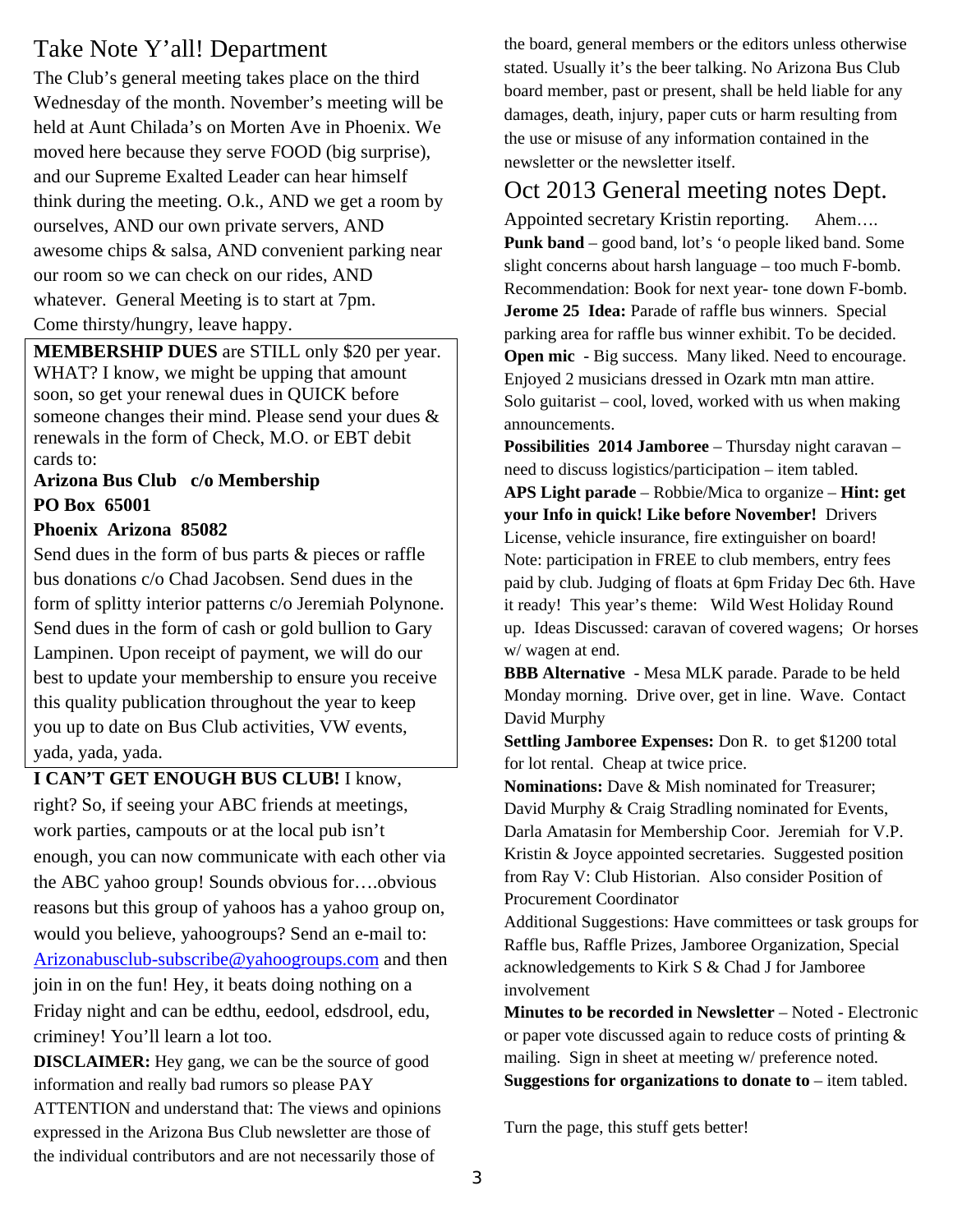## Take Note Y'all! Department

The Club's general meeting takes place on the third Wednesday of the month. November's meeting will be held at Aunt Chilada's on Morten Ave in Phoenix. We moved here because they serve FOOD (big surprise), and our Supreme Exalted Leader can hear himself think during the meeting. O.k., AND we get a room by ourselves, AND our own private servers, AND awesome chips & salsa, AND convenient parking near our room so we can check on our rides, AND whatever. General Meeting is to start at 7pm. Come thirsty/hungry, leave happy.

**MEMBERSHIP DUES** are STILL only $20 per year. WHAT? I know, we might be upping that amount soon, so get your renewal dues in QUICK before someone changes their mind. Please send your dues & renewals in the form of Check, M.O. or EBT debit cards to:

**Arizona Bus Club c/o Membership**
**PO Box 65001**
**Phoenix Arizona 85082**

Send dues in the form of bus parts & pieces or raffle bus donations c/o Chad Jacobsen. Send dues in the form of splitty interior patterns c/o Jeremiah Polynone. Send dues in the form of cash or gold bullion to Gary Lampinen. Upon receipt of payment, we will do our best to update your membership to ensure you receive this quality publication throughout the year to keep you up to date on Bus Club activities, VW events, yada, yada, yada.

**I CAN'T GET ENOUGH BUS CLUB!** I know, right? So, if seeing your ABC friends at meetings, work parties, campouts or at the local pub isn't enough, you can now communicate with each other via the ABC yahoo group! Sounds obvious for….obvious reasons but this group of yahoos has a yahoo group on, would you believe, yahoogroups? Send an e-mail to: Arizonabusclub-subscribe@yahoogroups.com and then join in on the fun! Hey, it beats doing nothing on a Friday night and can be edthu, eedool, edsdrool, edu, criminey! You'll learn a lot too.

**DISCLAIMER:** Hey gang, we can be the source of good information and really bad rumors so please PAY ATTENTION and understand that: The views and opinions expressed in the Arizona Bus Club newsletter are those of the individual contributors and are not necessarily those of the board, general members or the editors unless otherwise stated. Usually it's the beer talking. No Arizona Bus Club board member, past or present, shall be held liable for any damages, death, injury, paper cuts or harm resulting from the use or misuse of any information contained in the newsletter or the newsletter itself.

## Oct 2013 General meeting notes Dept.

Appointed secretary Kristin reporting. Ahem….

**Punk band** – good band, lot's 'o people liked band. Some slight concerns about harsh language – too much F-bomb. Recommendation: Book for next year- tone down F-bomb.

**Jerome 25 Idea:** Parade of raffle bus winners. Special parking area for raffle bus winner exhibit. To be decided.

**Open mic** - Big success. Many liked. Need to encourage. Enjoyed 2 musicians dressed in Ozark mtn man attire. Solo guitarist – cool, loved, worked with us when making announcements.

**Possibilities 2014 Jamboree** – Thursday night caravan – need to discuss logistics/participation – item tabled.

**APS Light parade** – Robbie/Mica to organize – **Hint: get your Info in quick! Like before November!** Drivers License, vehicle insurance, fire extinguisher on board! Note: participation in FREE to club members, entry fees paid by club. Judging of floats at 6pm Friday Dec 6th. Have it ready! This year's theme: Wild West Holiday Round up. Ideas Discussed: caravan of covered wagens; Or horses w/ wagen at end.

**BBB Alternative** - Mesa MLK parade. Parade to be held Monday morning. Drive over, get in line. Wave. Contact David Murphy

**Settling Jamboree Expenses:** Don R. to get $1200 total for lot rental. Cheap at twice price.

**Nominations:** Dave & Mish nominated for Treasurer; David Murphy & Craig Stradling nominated for Events, Darla Amatasin for Membership Coor. Jeremiah for V.P. Kristin & Joyce appointed secretaries. Suggested position from Ray V: Club Historian. Also consider Position of Procurement Coordinator

Additional Suggestions: Have committees or task groups for Raffle bus, Raffle Prizes, Jamboree Organization, Special acknowledgements to Kirk S & Chad J for Jamboree involvement

**Minutes to be recorded in Newsletter** – Noted - Electronic or paper vote discussed again to reduce costs of printing & mailing. Sign in sheet at meeting w/ preference noted.

**Suggestions for organizations to donate to** – item tabled.

Turn the page, this stuff gets better!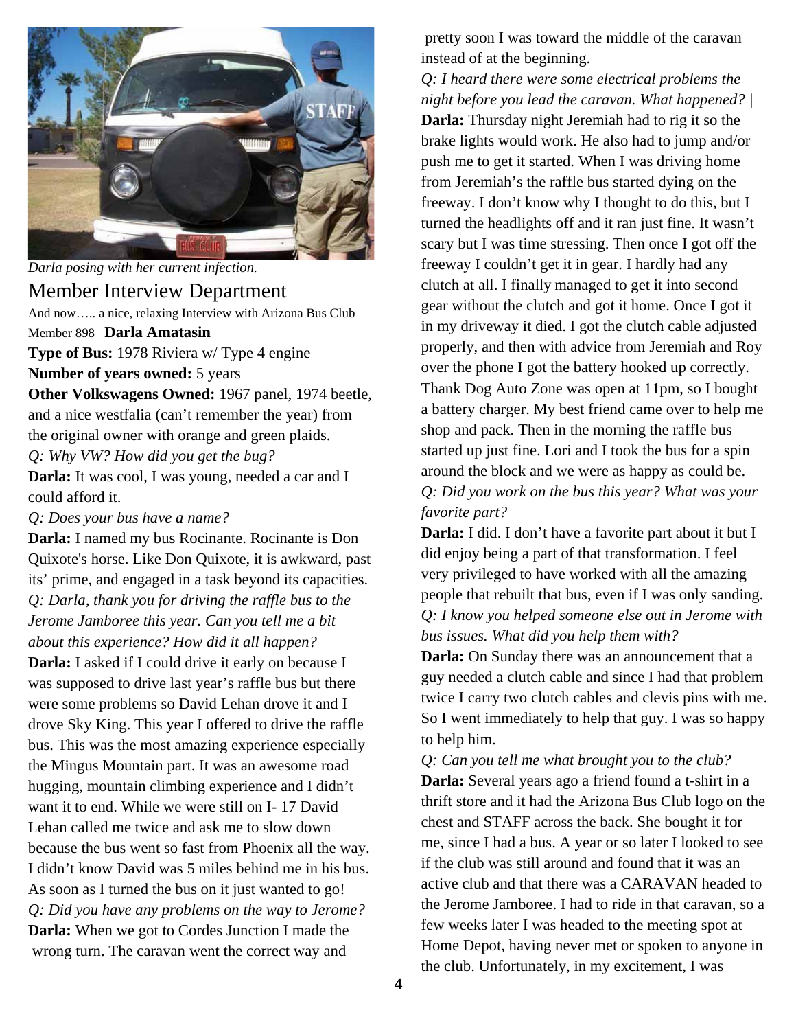*Darla posing with her current infection.*

## Member Interview Department

And now….. a nice, relaxing Interview with Arizona Bus Club Member 898 **Darla Amatasin**

**Type of Bus:** 1978 Riviera w/ Type 4 engine

**Number of years owned:** 5 years

**Other Volkswagens Owned:** 1967 panel, 1974 beetle, and a nice westfalia (can't remember the year) from the original owner with orange and green plaids.

*Q: Why VW? How did you get the bug?*

**Darla:** It was cool, I was young, needed a car and I could afford it.

*Q: Does your bus have a name?*

**Darla:** I named my bus Rocinante. Rocinante is Don Quixote's horse. Like Don Quixote, it is awkward, past its' prime, and engaged in a task beyond its capacities.

*Q: Darla, thank you for driving the raffle bus to the Jerome Jamboree this year. Can you tell me a bit about this experience? How did it all happen?*

**Darla:** I asked if I could drive it early on because I was supposed to drive last year's raffle bus but there were some problems so David Lehan drove it and I drove Sky King. This year I offered to drive the raffle bus. This was the most amazing experience especially the Mingus Mountain part. It was an awesome road hugging, mountain climbing experience and I didn't want it to end. While we were still on I- 17 David Lehan called me twice and ask me to slow down because the bus went so fast from Phoenix all the way. I didn't know David was 5 miles behind me in his bus. As soon as I turned the bus on it just wanted to go!

*Q: Did you have any problems on the way to Jerome?*

**Darla:** When we got to Cordes Junction I made the wrong turn. The caravan went the correct way and pretty soon I was toward the middle of the caravan instead of at the beginning.

*Q: I heard there were some electrical problems the night before you lead the caravan. What happened? |*

**Darla:** Thursday night Jeremiah had to rig it so the brake lights would work. He also had to jump and/or push me to get it started. When I was driving home from Jeremiah's the raffle bus started dying on the freeway. I don't know why I thought to do this, but I turned the headlights off and it ran just fine. It wasn't scary but I was time stressing. Then once I got off the freeway I couldn't get it in gear. I hardly had any clutch at all. I finally managed to get it into second gear without the clutch and got it home. Once I got it in my driveway it died. I got the clutch cable adjusted properly, and then with advice from Jeremiah and Roy over the phone I got the battery hooked up correctly. Thank Dog Auto Zone was open at 11pm, so I bought a battery charger. My best friend came over to help me shop and pack. Then in the morning the raffle bus started up just fine. Lori and I took the bus for a spin around the block and we were as happy as could be.

*Q: Did you work on the bus this year? What was your favorite part?*

**Darla:** I did. I don't have a favorite part about it but I did enjoy being a part of that transformation. I feel very privileged to have worked with all the amazing people that rebuilt that bus, even if I was only sanding.

*Q: I know you helped someone else out in Jerome with bus issues. What did you help them with?*

**Darla:** On Sunday there was an announcement that a guy needed a clutch cable and since I had that problem twice I carry two clutch cables and clevis pins with me. So I went immediately to help that guy. I was so happy to help him.

*Q: Can you tell me what brought you to the club?*

**Darla:** Several years ago a friend found a t-shirt in a thrift store and it had the Arizona Bus Club logo on the chest and STAFF across the back. She bought it for me, since I had a bus. A year or so later I looked to see if the club was still around and found that it was an active club and that there was a CARAVAN headed to the Jerome Jamboree. I had to ride in that caravan, so a few weeks later I was headed to the meeting spot at Home Depot, having never met or spoken to anyone in the club. Unfortunately, in my excitement, I was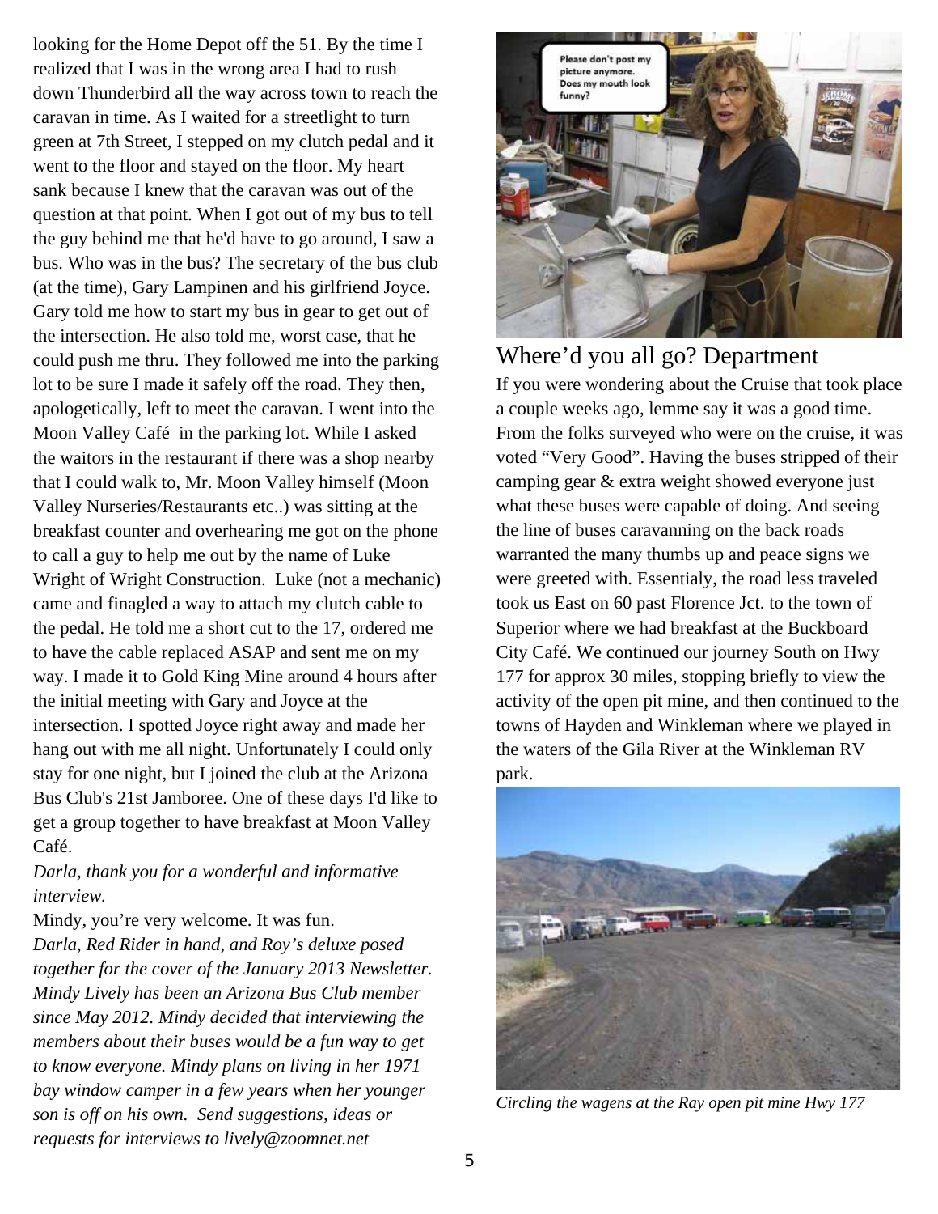looking for the Home Depot off the 51. By the time I realized that I was in the wrong area I had to rush down Thunderbird all the way across town to reach the caravan in time. As I waited for a streetlight to turn green at 7th Street, I stepped on my clutch pedal and it went to the floor and stayed on the floor. My heart sank because I knew that the caravan was out of the question at that point. When I got out of my bus to tell the guy behind me that he'd have to go around, I saw a bus. Who was in the bus? The secretary of the bus club (at the time), Gary Lampinen and his girlfriend Joyce. Gary told me how to start my bus in gear to get out of the intersection. He also told me, worst case, that he could push me thru. They followed me into the parking lot to be sure I made it safely off the road. They then, apologetically, left to meet the caravan. I went into the Moon Valley Café in the parking lot. While I asked the waitors in the restaurant if there was a shop nearby that I could walk to, Mr. Moon Valley himself (Moon Valley Nurseries/Restaurants etc..) was sitting at the breakfast counter and overhearing me got on the phone to call a guy to help me out by the name of Luke Wright of Wright Construction. Luke (not a mechanic) came and finagled a way to attach my clutch cable to the pedal. He told me a short cut to the 17, ordered me to have the cable replaced ASAP and sent me on my way. I made it to Gold King Mine around 4 hours after the initial meeting with Gary and Joyce at the intersection. I spotted Joyce right away and made her hang out with me all night. Unfortunately I could only stay for one night, but I joined the club at the Arizona Bus Club's 21st Jamboree. One of these days I'd like to get a group together to have breakfast at Moon Valley Café.

*Darla, thank you for a wonderful and informative interview.*

Mindy, you're very welcome. It was fun.

*Darla, Red Rider in hand, and Roy's deluxe posed together for the cover of the January 2013 Newsletter. Mindy Lively has been an Arizona Bus Club member since May 2012. Mindy decided that interviewing the members about their buses would be a fun way to get to know everyone. Mindy plans on living in her 1971 bay window camper in a few years when her younger son is off on his own. Send suggestions, ideas or requests for interviews to lively@zoomnet.net*

Please don't post my picture anymore. Does my mouth look funny?

## Where'd you all go? Department

If you were wondering about the Cruise that took place a couple weeks ago, lemme say it was a good time. From the folks surveyed who were on the cruise, it was voted "Very Good". Having the buses stripped of their camping gear & extra weight showed everyone just what these buses were capable of doing. And seeing the line of buses caravanning on the back roads warranted the many thumbs up and peace signs we were greeted with. Essentialy, the road less traveled took us East on 60 past Florence Jct. to the town of Superior where we had breakfast at the Buckboard City Café. We continued our journey South on Hwy 177 for approx 30 miles, stopping briefly to view the activity of the open pit mine, and then continued to the towns of Hayden and Winkleman where we played in the waters of the Gila River at the Winkleman RV park.

*Circling the wagens at the Ray open pit mine Hwy 177*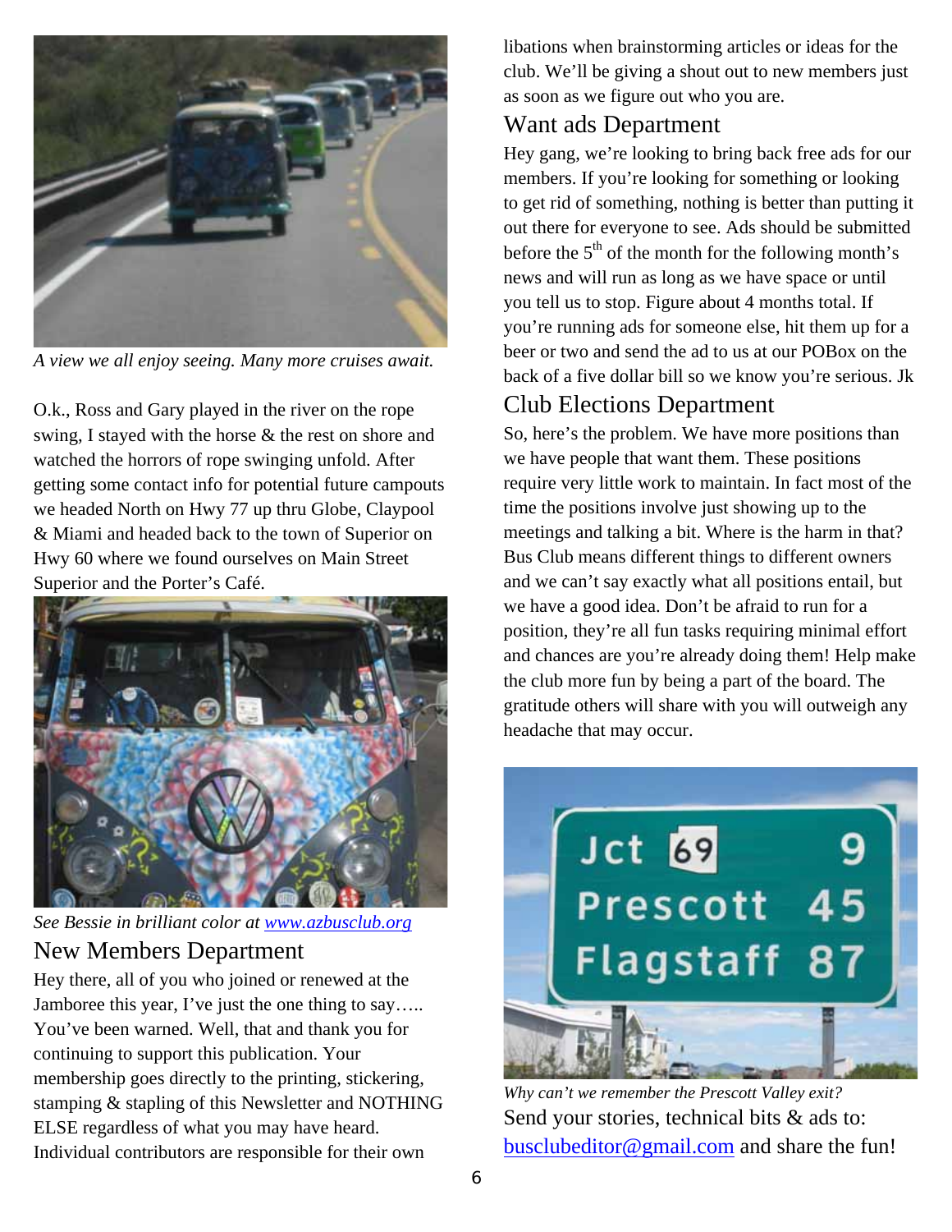*A view we all enjoy seeing. Many more cruises await.*

O.k., Ross and Gary played in the river on the rope swing, I stayed with the horse & the rest on shore and watched the horrors of rope swinging unfold. After getting some contact info for potential future campouts we headed North on Hwy 77 up thru Globe, Claypool & Miami and headed back to the town of Superior on Hwy 60 where we found ourselves on Main Street Superior and the Porter's Café.

*See Bessie in brilliant color at www.azbusclub.org*

## New Members Department

Hey there, all of you who joined or renewed at the Jamboree this year, I've just the one thing to say….. You've been warned. Well, that and thank you for continuing to support this publication. Your membership goes directly to the printing, stickering, stamping & stapling of this Newsletter and NOTHING ELSE regardless of what you may have heard. Individual contributors are responsible for their own libations when brainstorming articles or ideas for the club. We'll be giving a shout out to new members just as soon as we figure out who you are.

## Want ads Department

Hey gang, we're looking to bring back free ads for our members. If you're looking for something or looking to get rid of something, nothing is better than putting it out there for everyone to see. Ads should be submitted before the 5th of the month for the following month's news and will run as long as we have space or until you tell us to stop. Figure about 4 months total. If you're running ads for someone else, hit them up for a beer or two and send the ad to us at our POBox on the back of a five dollar bill so we know you're serious. Jk

## Club Elections Department

So, here's the problem. We have more positions than we have people that want them. These positions require very little work to maintain. In fact most of the time the positions involve just showing up to the meetings and talking a bit. Where is the harm in that? Bus Club means different things to different owners and we can't say exactly what all positions entail, but we have a good idea. Don't be afraid to run for a position, they're all fun tasks requiring minimal effort and chances are you're already doing them! Help make the club more fun by being a part of the board. The gratitude others will share with you will outweigh any headache that may occur.

*Why can't we remember the Prescott Valley exit?*

Send your stories, technical bits & ads to: busclubeditor@gmail.com and share the fun!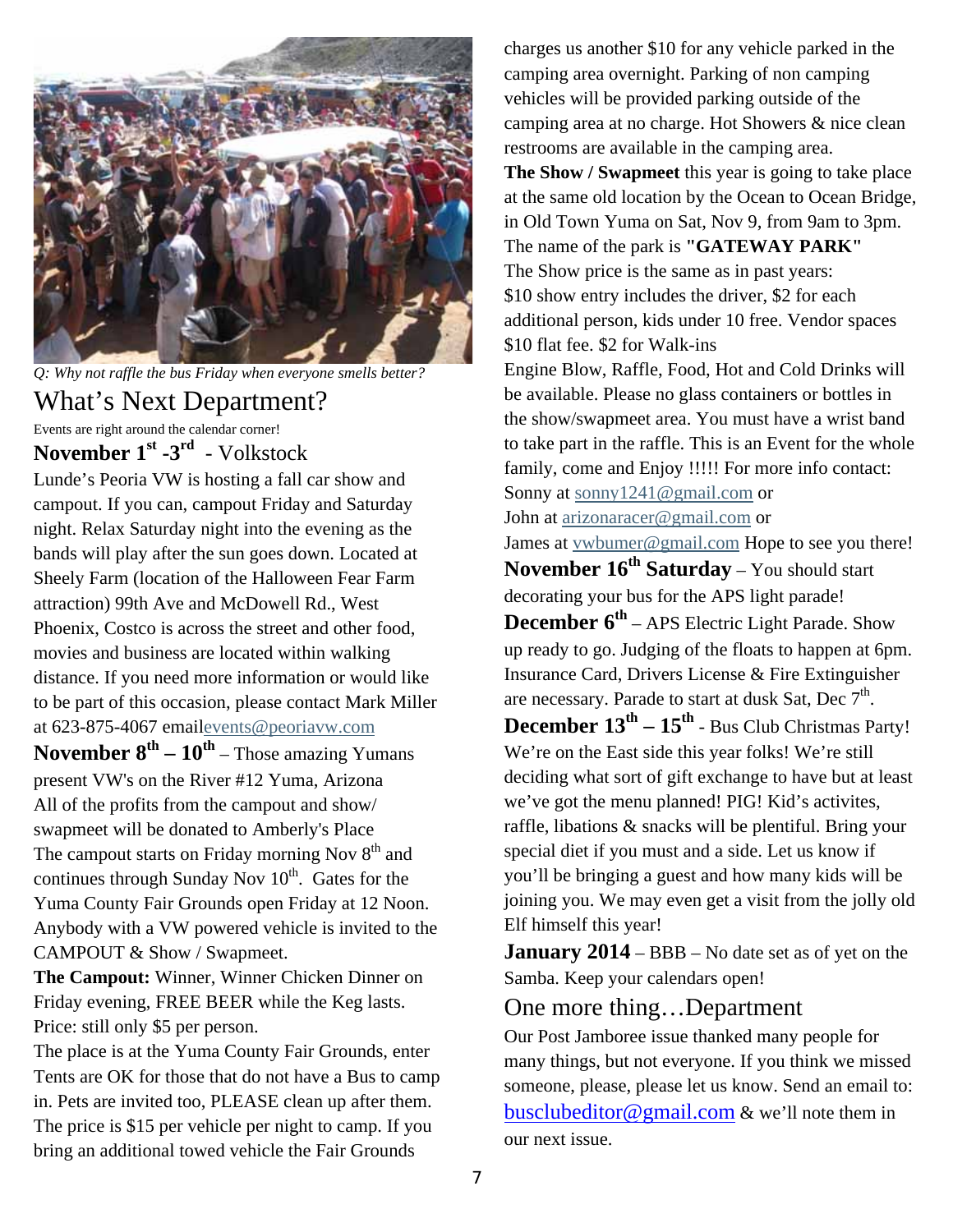*Q: Why not raffle the bus Friday when everyone smells better?*

## What's Next Department?

Events are right around the calendar corner!

**November 1st -3rd** - Volkstock

Lunde's Peoria VW is hosting a fall car show and campout. If you can, campout Friday and Saturday night. Relax Saturday night into the evening as the bands will play after the sun goes down. Located at Sheely Farm (location of the Halloween Fear Farm attraction) 99th Ave and McDowell Rd., West Phoenix, Costco is across the street and other food, movies and business are located within walking distance. If you need more information or would like to be part of this occasion, please contact Mark Miller at 623-875-4067 emailevents@peoriavw.com

**November 8th – 10th** – Those amazing Yumans present VW's on the River #12 Yuma, Arizona

All of the profits from the campout and show/ swapmeet will be donated to Amberly's Place

The campout starts on Friday morning Nov 8th and continues through Sunday Nov 10th. Gates for the Yuma County Fair Grounds open Friday at 12 Noon. Anybody with a VW powered vehicle is invited to the CAMPOUT & Show / Swapmeet.

**The Campout:** Winner, Winner Chicken Dinner on Friday evening, FREE BEER while the Keg lasts. Price: still only $5 per person.

The place is at the Yuma County Fair Grounds, enter Tents are OK for those that do not have a Bus to camp in. Pets are invited too, PLEASE clean up after them. The price is $15 per vehicle per night to camp. If you bring an additional towed vehicle the Fair Grounds charges us another $10 for any vehicle parked in the camping area overnight. Parking of non camping vehicles will be provided parking outside of the camping area at no charge. Hot Showers & nice clean restrooms are available in the camping area.

**The Show / Swapmeet** this year is going to take place at the same old location by the Ocean to Ocean Bridge, in Old Town Yuma on Sat, Nov 9, from 9am to 3pm.

The name of the park is **"GATEWAY PARK"**

The Show price is the same as in past years:

$10 show entry includes the driver, $2 for each additional person, kids under 10 free. Vendor spaces $10 flat fee. $2 for Walk-ins

Engine Blow, Raffle, Food, Hot and Cold Drinks will be available. Please no glass containers or bottles in the show/swapmeet area. You must have a wrist band to take part in the raffle. This is an Event for the whole family, come and Enjoy !!!!! For more info contact:

Sonny at sonny1241@gmail.com or

John at arizonaracer@gmail.com or

James at vwbumer@gmail.com Hope to see you there!

**November 16th Saturday** – You should start decorating your bus for the APS light parade!

**December 6th** – APS Electric Light Parade. Show up ready to go. Judging of the floats to happen at 6pm. Insurance Card, Drivers License & Fire Extinguisher are necessary. Parade to start at dusk Sat, Dec 7th.

**December 13th – 15th** - Bus Club Christmas Party! We're on the East side this year folks! We're still deciding what sort of gift exchange to have but at least we've got the menu planned! PIG! Kid's activites, raffle, libations & snacks will be plentiful. Bring your special diet if you must and a side. Let us know if you'll be bringing a guest and how many kids will be joining you. We may even get a visit from the jolly old Elf himself this year!

**January 2014** – BBB – No date set as of yet on the Samba. Keep your calendars open!

## One more thing…Department

Our Post Jamboree issue thanked many people for many things, but not everyone. If you think we missed someone, please, please let us know. Send an email to: busclubeditor@gmail.com & we'll note them in our next issue.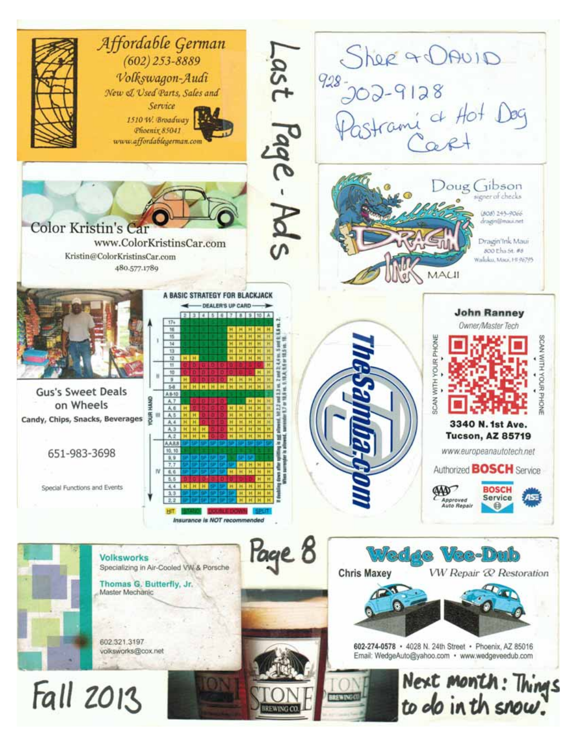# Last Page - Ads

**Affordable German**
(602) 253-8889
Volkswagon-Audi
New & Used Parts, Sales and Service
1510 W. Broadway
Phoenix 85041
www.affordablegerman.com

Sher & DAVID
928-202-9128
Pastrami & Hot Dog Cart

**Color Kristin's Car**
www.ColorKristinsCar.com
Kristin@ColorKristinsCar.com
480.577.1789

**Doug Gibson**
signer of checks
(808) 243-9066
dragin@maui.net
Dragin'Ink Maui
800 Eha St. #8
Wailuku, Maui, HI 96793

DRAGIN INK MAUI

**Gus's Sweet Deals on Wheels**
Candy, Chips, Snacks, Beverages
651-983-3698
Special Functions and Events

**A BASIC STRATEGY FOR BLACKJACK**
DEALER'S UP CARD
YOUR HAND
HIT · STAND · DOUBLE DOWN · SPLIT
Insurance is NOT recommended

TheSamba.com

**John Ranney**
Owner/Master Tech
SCAN WITH YOUR PHONE
3340 N. 1st Ave.
Tucson, AZ 85719
www.europeanautotech.net
Authorized **BOSCH** Service
Approved Auto Repair · BOSCH Service · ASE

**Volksworks**
Specializing in Air-Cooled VW & Porsche
**Thomas G. Butterfly, Jr.**
Master Mechanic
602.321.3197
volksworks@cox.net

Page 8

**Wedge Vee-Dub**
Chris Maxey
VW Repair & Restoration
602-274-0578 • 4028 N. 24th Street • Phoenix, AZ 85016
Email: WedgeAuto@yahoo.com • www.wedgeveedub.com

STONE BREWING CO.

Fall 2013

Next month: Things to do in th snow.